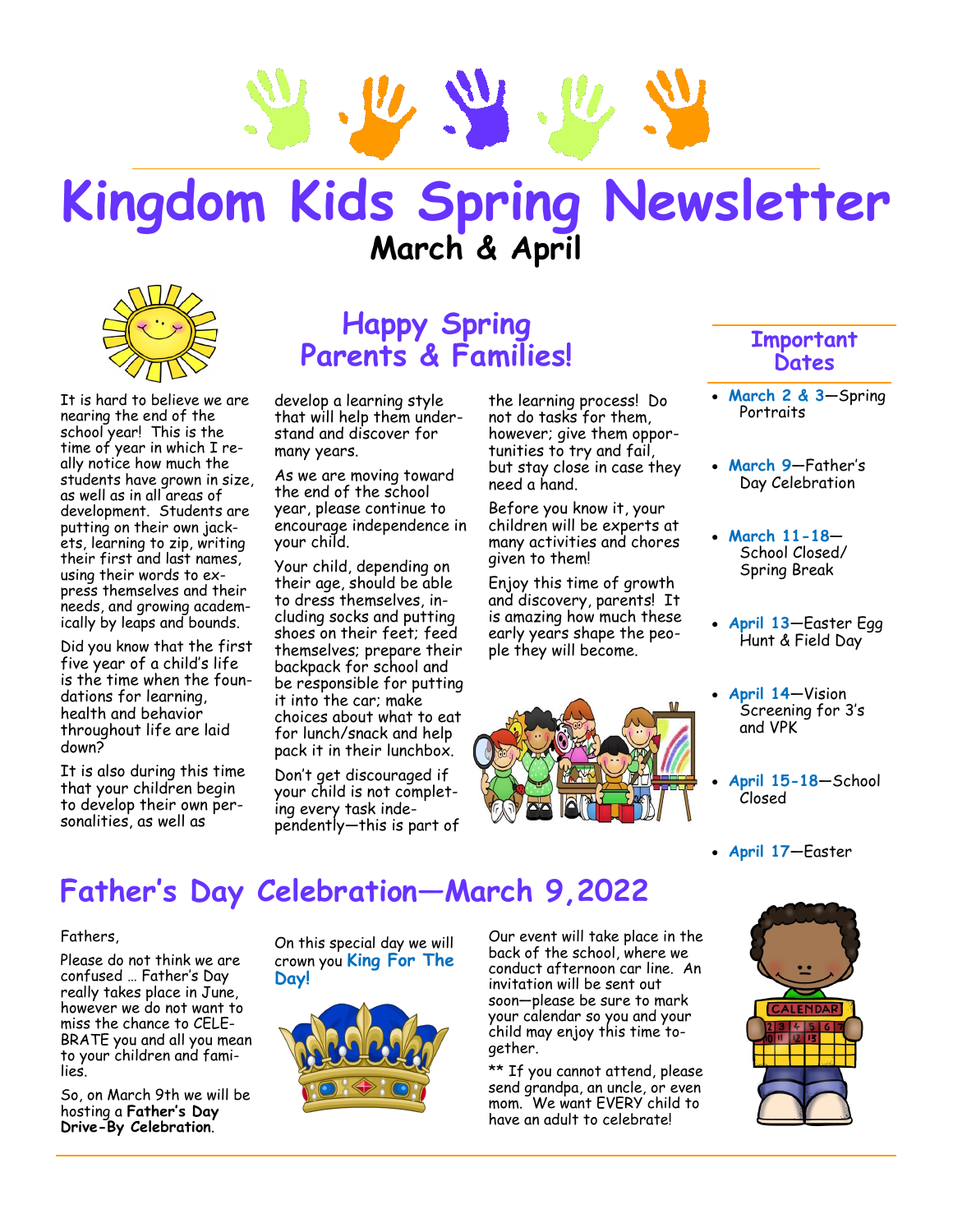# Kingdom Kids Spring Newsletter

## March & April

## Happy Spring Parents & Families!

It is hard to believe we are nearing the end of the school year! This is the time of year in which I really notice how much the students have grown in size, as well as in all areas of development. Students are putting on their own jackets, learning to zip, writing their first and last names, using their words to express themselves and their needs, and growing academically by leaps and bounds.

Did you know that the first five year of a child's life is the time when the foundations for learning, health and behavior throughout life are laid down?

It is also during this time that your children begin to develop their own personalities, as well as develop a learning style that will help them understand and discover for many years.

As we are moving toward the end of the school year, please continue to encourage independence in your child.

Your child, depending on their age, should be able to dress themselves, including socks and putting shoes on their feet; feed themselves; prepare their backpack for school and be responsible for putting it into the car; make choices about what to eat for lunch/snack and help pack it in their lunchbox.

Don't get discouraged if your child is not completing every task independently—this is part of the learning process! Do not do tasks for them, however; give them opportunities to try and fail, but stay close in case they need a hand.

Before you know it, your children will be experts at many activities and chores given to them!

Enjoy this time of growth and discovery, parents! It is amazing how much these early years shape the people they will become.

## Important Dates

- **March 2 & 3**—Spring Portraits
- **March 9**—Father's Day Celebration
- **March 11-18**—School Closed/ Spring Break
- **April 13**—Easter Egg Hunt & Field Day
- **April 14**—Vision Screening for 3's and VPK
- **April 15-18**—School Closed
- **April 17**—Easter

## Father's Day Celebration—March 9,2022

Fathers,

Please do not think we are confused … Father's Day really takes place in June, however we do not want to miss the chance to CELEBRATE you and all you mean to your children and families.

So, on March 9th we will be hosting a **Father's Day Drive-By Celebration**.

On this special day we will crown you **King For The Day!**

Our event will take place in the back of the school, where we conduct afternoon car line. An invitation will be sent out soon—please be sure to mark your calendar so you and your child may enjoy this time together.

** If you cannot attend, please send grandpa, an uncle, or even mom. We want EVERY child to have an adult to celebrate!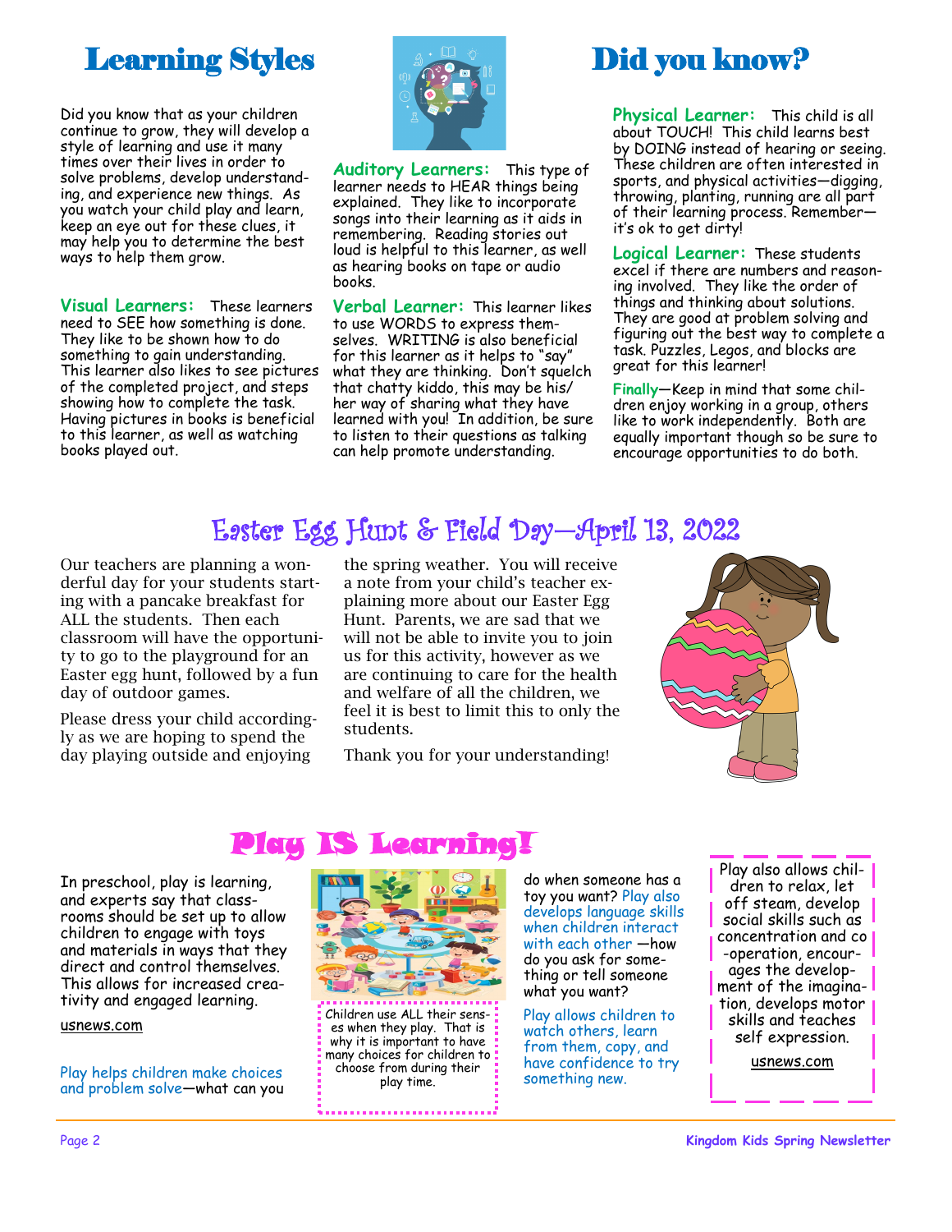# Learning Styles

Did you know that as your children continue to grow, they will develop a style of learning and use it many times over their lives in order to solve problems, develop understanding, and experience new things. As you watch your child play and learn, keep an eye out for these clues, it may help you to determine the best ways to help them grow.

**Visual Learners:** These learners need to SEE how something is done. They like to be shown how to do something to gain understanding. This learner also likes to see pictures of the completed project, and steps showing how to complete the task. Having pictures in books is beneficial to this learner, as well as watching books played out.

**Auditory Learners:** This type of learner needs to HEAR things being explained. They like to incorporate songs into their learning as it aids in remembering. Reading stories out loud is helpful to this learner, as well as hearing books on tape or audio books.

**Verbal Learner:** This learner likes to use WORDS to express themselves. WRITING is also beneficial for this learner as it helps to "say" what they are thinking. Don't squelch that chatty kiddo, this may be his/her way of sharing what they have learned with you! In addition, be sure to listen to their questions as talking can help promote understanding.

# Did you know?

**Physical Learner:** This child is all about TOUCH! This child learns best by DOING instead of hearing or seeing. These children are often interested in sports, and physical activities—digging, throwing, planting, running are all part of their learning process. Remember—it's ok to get dirty!

**Logical Learner:** These students excel if there are numbers and reasoning involved. They like the order of things and thinking about solutions. They are good at problem solving and figuring out the best way to complete a task. Puzzles, Legos, and blocks are great for this learner!

**Finally**—Keep in mind that some children enjoy working in a group, others like to work independently. Both are equally important though so be sure to encourage opportunities to do both.

## Easter Egg Hunt & Field Day—April 13, 2022

Our teachers are planning a wonderful day for your students starting with a pancake breakfast for ALL the students. Then each classroom will have the opportunity to go to the playground for an Easter egg hunt, followed by a fun day of outdoor games.

Please dress your child accordingly as we are hoping to spend the day playing outside and enjoying the spring weather. You will receive a note from your child's teacher explaining more about our Easter Egg Hunt. Parents, we are sad that we will not be able to invite you to join us for this activity, however as we are continuing to care for the health and welfare of all the children, we feel it is best to limit this to only the students.

Thank you for your understanding!

# Play IS Learning!

In preschool, play is learning, and experts say that classrooms should be set up to allow children to engage with toys and materials in ways that they direct and control themselves. This allows for increased creativity and engaged learning.

usnews.com

Play helps children make choices and problem solve—what can you do when someone has a toy you want? Play also develops language skills when children interact with each other —how do you ask for something or tell someone what you want?

Play allows children to watch others, learn from them, copy, and have confidence to try something new.

Children use ALL their senses when they play. That is why it is important to have many choices for children to choose from during their play time.

Play also allows children to relax, let off steam, develop social skills such as concentration and co-operation, encourages the development of the imagination, develops motor skills and teaches self expression.

usnews.com